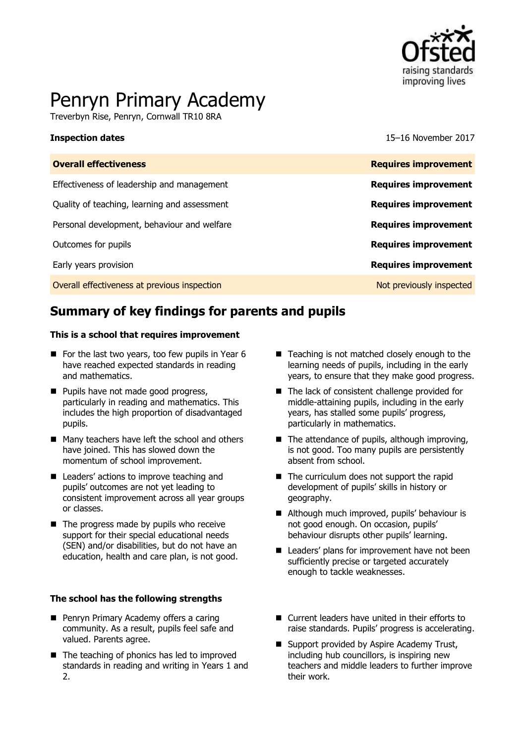# Penryn Primary Academy

Treverbyn Rise, Penryn, Cornwall TR10 8RA

| **Inspection dates** | 15–16 November 2017 |
|---|---|
| **Overall effectiveness** | **Requires improvement** |
| Effectiveness of leadership and management | **Requires improvement** |
| Quality of teaching, learning and assessment | **Requires improvement** |
| Personal development, behaviour and welfare | **Requires improvement** |
| Outcomes for pupils | **Requires improvement** |
| Early years provision | **Requires improvement** |
| Overall effectiveness at previous inspection | Not previously inspected |

## Summary of key findings for parents and pupils

**This is a school that requires improvement**

- For the last two years, too few pupils in Year 6 have reached expected standards in reading and mathematics.
- Pupils have not made good progress, particularly in reading and mathematics. This includes the high proportion of disadvantaged pupils.
- Many teachers have left the school and others have joined. This has slowed down the momentum of school improvement.
- Leaders' actions to improve teaching and pupils' outcomes are not yet leading to consistent improvement across all year groups or classes.
- The progress made by pupils who receive support for their special educational needs (SEN) and/or disabilities, but do not have an education, health and care plan, is not good.
- Teaching is not matched closely enough to the learning needs of pupils, including in the early years, to ensure that they make good progress.
- The lack of consistent challenge provided for middle-attaining pupils, including in the early years, has stalled some pupils' progress, particularly in mathematics.
- The attendance of pupils, although improving, is not good. Too many pupils are persistently absent from school.
- The curriculum does not support the rapid development of pupils' skills in history or geography.
- Although much improved, pupils' behaviour is not good enough. On occasion, pupils' behaviour disrupts other pupils' learning.
- Leaders' plans for improvement have not been sufficiently precise or targeted accurately enough to tackle weaknesses.

**The school has the following strengths**

- Penryn Primary Academy offers a caring community. As a result, pupils feel safe and valued. Parents agree.
- The teaching of phonics has led to improved standards in reading and writing in Years 1 and 2.
- Current leaders have united in their efforts to raise standards. Pupils' progress is accelerating.
- Support provided by Aspire Academy Trust, including hub councillors, is inspiring new teachers and middle leaders to further improve their work.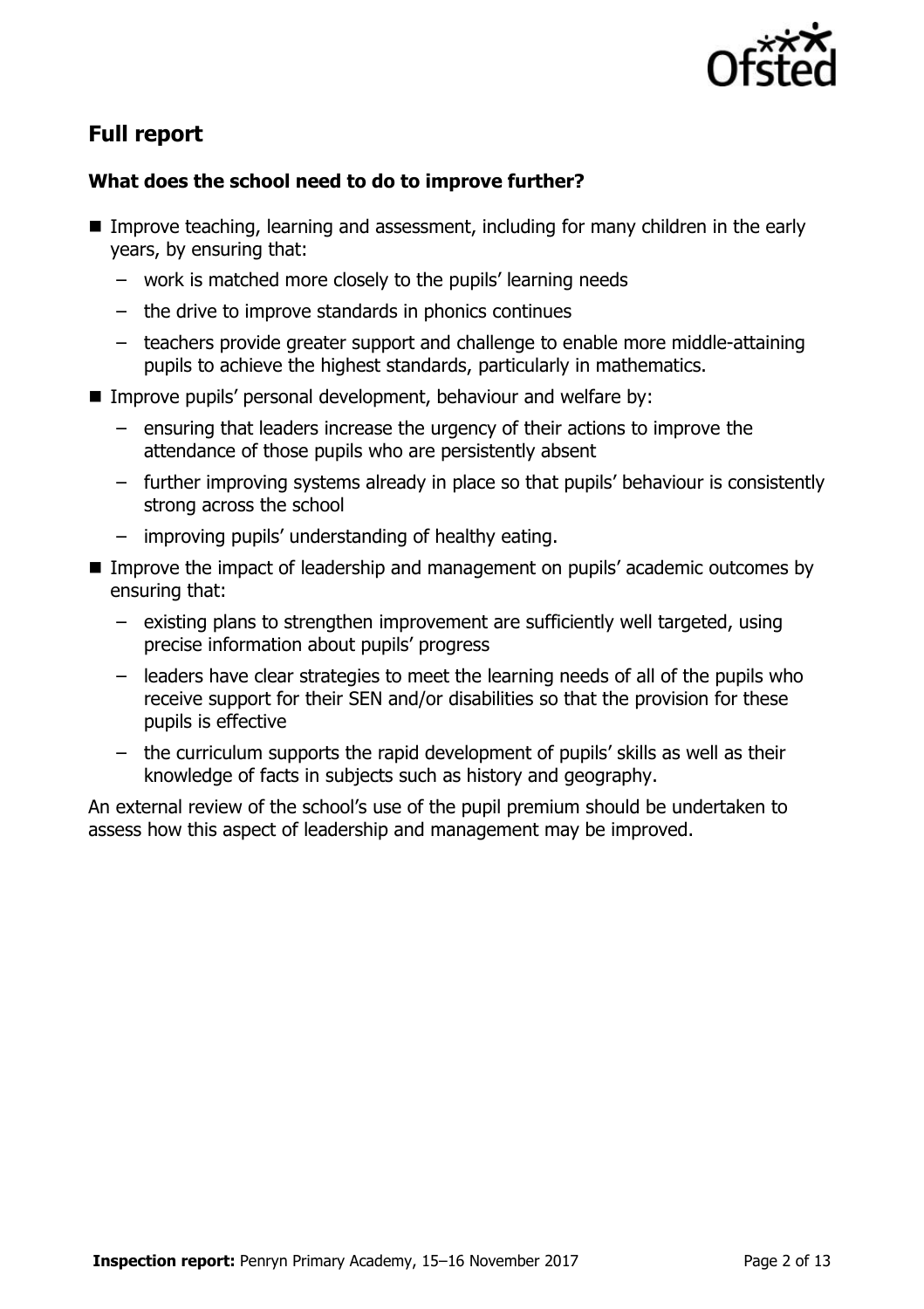## Full report

### What does the school need to do to improve further?

- Improve teaching, learning and assessment, including for many children in the early years, by ensuring that:
  - work is matched more closely to the pupils' learning needs
  - the drive to improve standards in phonics continues
  - teachers provide greater support and challenge to enable more middle-attaining pupils to achieve the highest standards, particularly in mathematics.
- Improve pupils' personal development, behaviour and welfare by:
  - ensuring that leaders increase the urgency of their actions to improve the attendance of those pupils who are persistently absent
  - further improving systems already in place so that pupils' behaviour is consistently strong across the school
  - improving pupils' understanding of healthy eating.
- Improve the impact of leadership and management on pupils' academic outcomes by ensuring that:
  - existing plans to strengthen improvement are sufficiently well targeted, using precise information about pupils' progress
  - leaders have clear strategies to meet the learning needs of all of the pupils who receive support for their SEN and/or disabilities so that the provision for these pupils is effective
  - the curriculum supports the rapid development of pupils' skills as well as their knowledge of facts in subjects such as history and geography.

An external review of the school's use of the pupil premium should be undertaken to assess how this aspect of leadership and management may be improved.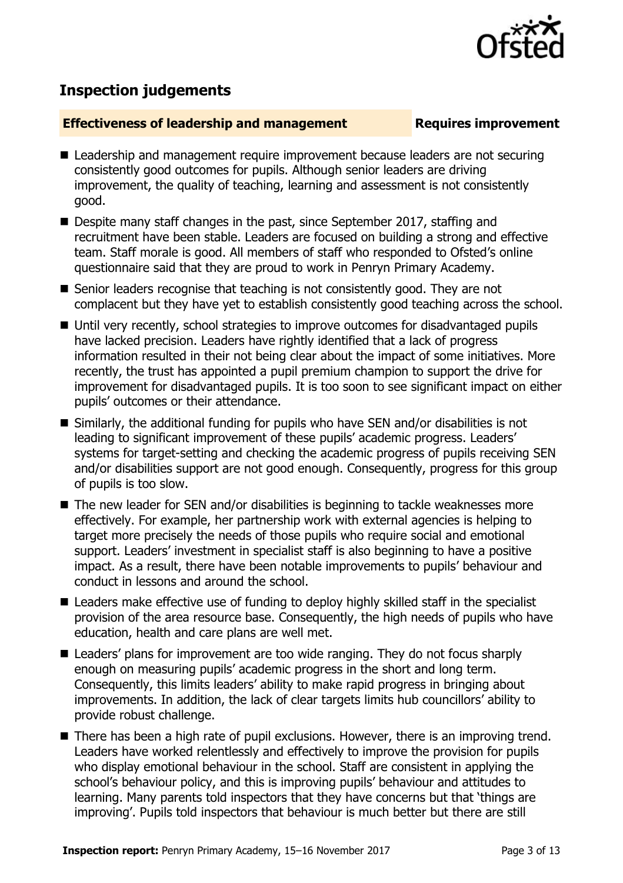## Inspection judgements

**Effectiveness of leadership and management** **Requires improvement**

- Leadership and management require improvement because leaders are not securing consistently good outcomes for pupils. Although senior leaders are driving improvement, the quality of teaching, learning and assessment is not consistently good.
- Despite many staff changes in the past, since September 2017, staffing and recruitment have been stable. Leaders are focused on building a strong and effective team. Staff morale is good. All members of staff who responded to Ofsted's online questionnaire said that they are proud to work in Penryn Primary Academy.
- Senior leaders recognise that teaching is not consistently good. They are not complacent but they have yet to establish consistently good teaching across the school.
- Until very recently, school strategies to improve outcomes for disadvantaged pupils have lacked precision. Leaders have rightly identified that a lack of progress information resulted in their not being clear about the impact of some initiatives. More recently, the trust has appointed a pupil premium champion to support the drive for improvement for disadvantaged pupils. It is too soon to see significant impact on either pupils' outcomes or their attendance.
- Similarly, the additional funding for pupils who have SEN and/or disabilities is not leading to significant improvement of these pupils' academic progress. Leaders' systems for target-setting and checking the academic progress of pupils receiving SEN and/or disabilities support are not good enough. Consequently, progress for this group of pupils is too slow.
- The new leader for SEN and/or disabilities is beginning to tackle weaknesses more effectively. For example, her partnership work with external agencies is helping to target more precisely the needs of those pupils who require social and emotional support. Leaders' investment in specialist staff is also beginning to have a positive impact. As a result, there have been notable improvements to pupils' behaviour and conduct in lessons and around the school.
- Leaders make effective use of funding to deploy highly skilled staff in the specialist provision of the area resource base. Consequently, the high needs of pupils who have education, health and care plans are well met.
- Leaders' plans for improvement are too wide ranging. They do not focus sharply enough on measuring pupils' academic progress in the short and long term. Consequently, this limits leaders' ability to make rapid progress in bringing about improvements. In addition, the lack of clear targets limits hub councillors' ability to provide robust challenge.
- There has been a high rate of pupil exclusions. However, there is an improving trend. Leaders have worked relentlessly and effectively to improve the provision for pupils who display emotional behaviour in the school. Staff are consistent in applying the school's behaviour policy, and this is improving pupils' behaviour and attitudes to learning. Many parents told inspectors that they have concerns but that 'things are improving'. Pupils told inspectors that behaviour is much better but there are still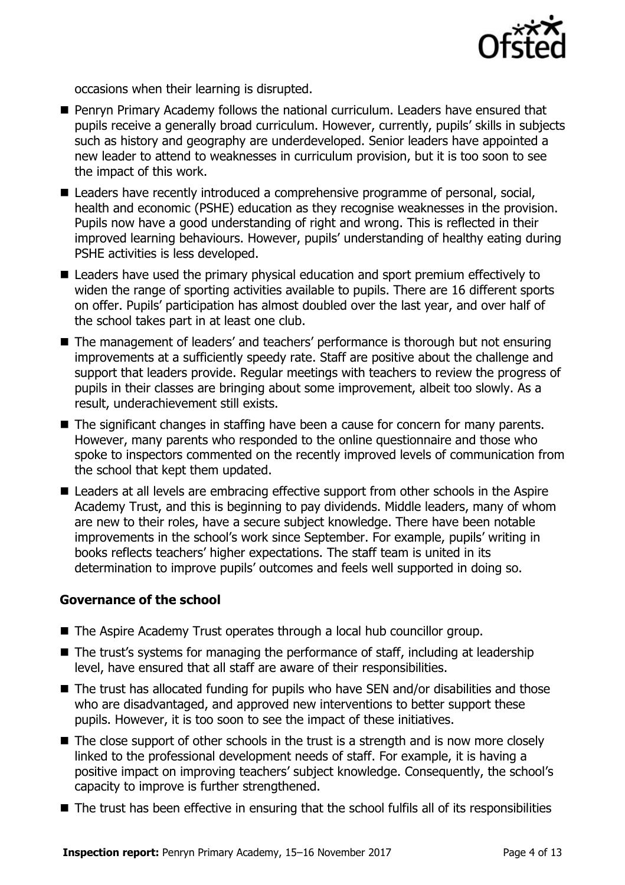occasions when their learning is disrupted.

- Penryn Primary Academy follows the national curriculum. Leaders have ensured that pupils receive a generally broad curriculum. However, currently, pupils' skills in subjects such as history and geography are underdeveloped. Senior leaders have appointed a new leader to attend to weaknesses in curriculum provision, but it is too soon to see the impact of this work.
- Leaders have recently introduced a comprehensive programme of personal, social, health and economic (PSHE) education as they recognise weaknesses in the provision. Pupils now have a good understanding of right and wrong. This is reflected in their improved learning behaviours. However, pupils' understanding of healthy eating during PSHE activities is less developed.
- Leaders have used the primary physical education and sport premium effectively to widen the range of sporting activities available to pupils. There are 16 different sports on offer. Pupils' participation has almost doubled over the last year, and over half of the school takes part in at least one club.
- The management of leaders' and teachers' performance is thorough but not ensuring improvements at a sufficiently speedy rate. Staff are positive about the challenge and support that leaders provide. Regular meetings with teachers to review the progress of pupils in their classes are bringing about some improvement, albeit too slowly. As a result, underachievement still exists.
- The significant changes in staffing have been a cause for concern for many parents. However, many parents who responded to the online questionnaire and those who spoke to inspectors commented on the recently improved levels of communication from the school that kept them updated.
- Leaders at all levels are embracing effective support from other schools in the Aspire Academy Trust, and this is beginning to pay dividends. Middle leaders, many of whom are new to their roles, have a secure subject knowledge. There have been notable improvements in the school's work since September. For example, pupils' writing in books reflects teachers' higher expectations. The staff team is united in its determination to improve pupils' outcomes and feels well supported in doing so.

### Governance of the school

- The Aspire Academy Trust operates through a local hub councillor group.
- The trust's systems for managing the performance of staff, including at leadership level, have ensured that all staff are aware of their responsibilities.
- The trust has allocated funding for pupils who have SEN and/or disabilities and those who are disadvantaged, and approved new interventions to better support these pupils. However, it is too soon to see the impact of these initiatives.
- The close support of other schools in the trust is a strength and is now more closely linked to the professional development needs of staff. For example, it is having a positive impact on improving teachers' subject knowledge. Consequently, the school's capacity to improve is further strengthened.
- The trust has been effective in ensuring that the school fulfils all of its responsibilities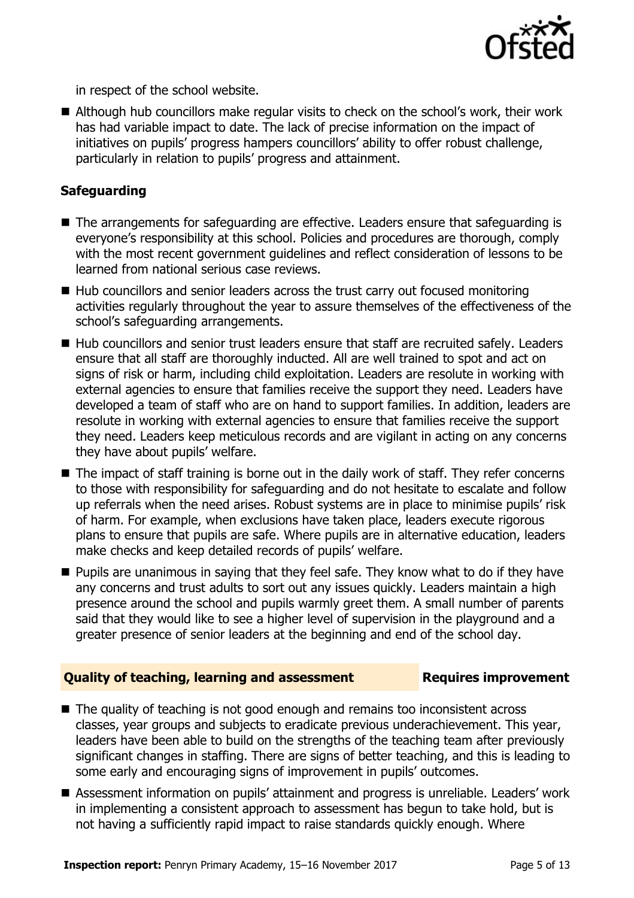in respect of the school website.

- Although hub councillors make regular visits to check on the school's work, their work has had variable impact to date. The lack of precise information on the impact of initiatives on pupils' progress hampers councillors' ability to offer robust challenge, particularly in relation to pupils' progress and attainment.

### Safeguarding

- The arrangements for safeguarding are effective. Leaders ensure that safeguarding is everyone's responsibility at this school. Policies and procedures are thorough, comply with the most recent government guidelines and reflect consideration of lessons to be learned from national serious case reviews.
- Hub councillors and senior leaders across the trust carry out focused monitoring activities regularly throughout the year to assure themselves of the effectiveness of the school's safeguarding arrangements.
- Hub councillors and senior trust leaders ensure that staff are recruited safely. Leaders ensure that all staff are thoroughly inducted. All are well trained to spot and act on signs of risk or harm, including child exploitation. Leaders are resolute in working with external agencies to ensure that families receive the support they need. Leaders have developed a team of staff who are on hand to support families. In addition, leaders are resolute in working with external agencies to ensure that families receive the support they need. Leaders keep meticulous records and are vigilant in acting on any concerns they have about pupils' welfare.
- The impact of staff training is borne out in the daily work of staff. They refer concerns to those with responsibility for safeguarding and do not hesitate to escalate and follow up referrals when the need arises. Robust systems are in place to minimise pupils' risk of harm. For example, when exclusions have taken place, leaders execute rigorous plans to ensure that pupils are safe. Where pupils are in alternative education, leaders make checks and keep detailed records of pupils' welfare.
- Pupils are unanimous in saying that they feel safe. They know what to do if they have any concerns and trust adults to sort out any issues quickly. Leaders maintain a high presence around the school and pupils warmly greet them. A small number of parents said that they would like to see a higher level of supervision in the playground and a greater presence of senior leaders at the beginning and end of the school day.

## Quality of teaching, learning and assessment — Requires improvement

- The quality of teaching is not good enough and remains too inconsistent across classes, year groups and subjects to eradicate previous underachievement. This year, leaders have been able to build on the strengths of the teaching team after previously significant changes in staffing. There are signs of better teaching, and this is leading to some early and encouraging signs of improvement in pupils' outcomes.
- Assessment information on pupils' attainment and progress is unreliable. Leaders' work in implementing a consistent approach to assessment has begun to take hold, but is not having a sufficiently rapid impact to raise standards quickly enough. Where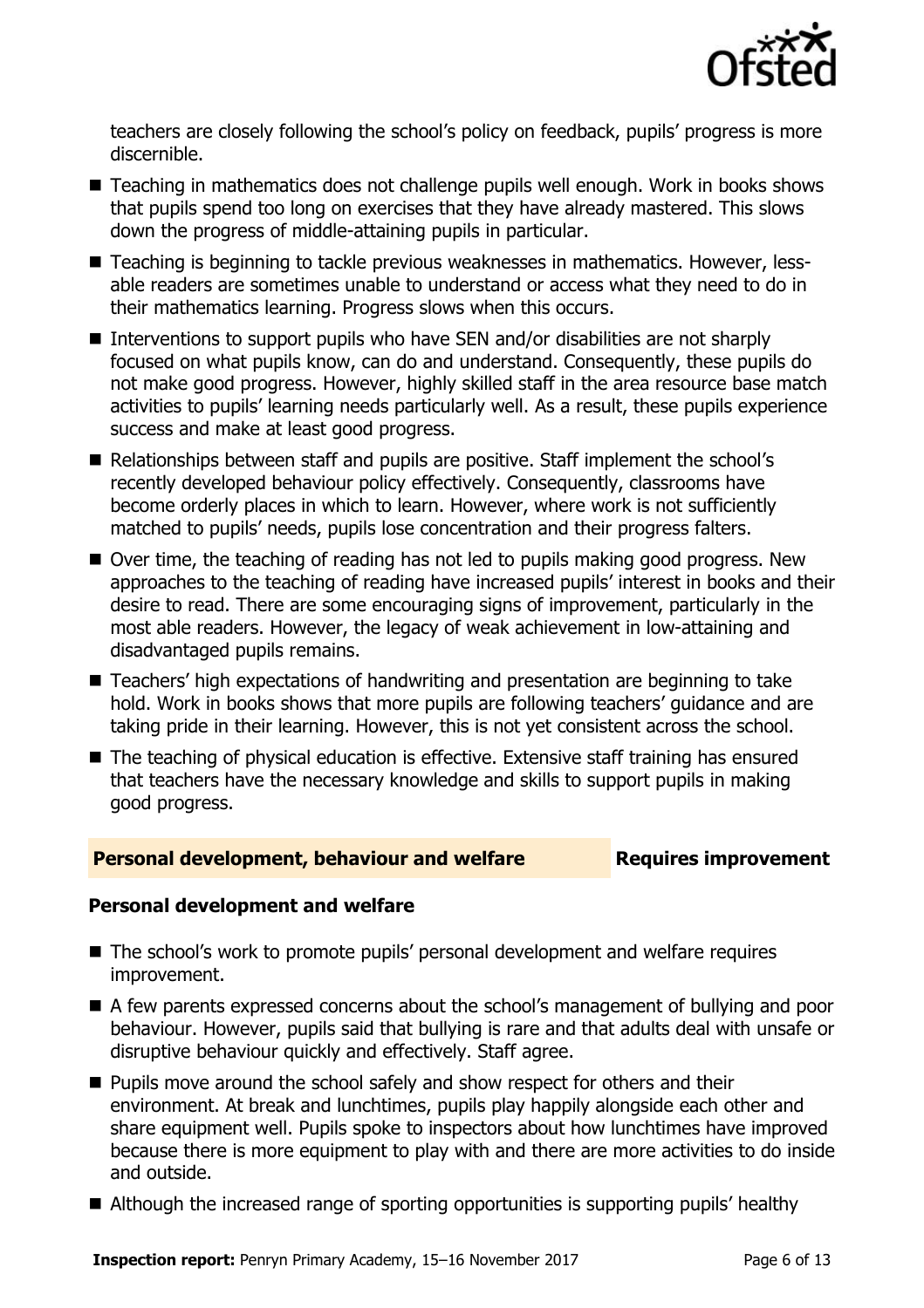teachers are closely following the school's policy on feedback, pupils' progress is more discernible.

- Teaching in mathematics does not challenge pupils well enough. Work in books shows that pupils spend too long on exercises that they have already mastered. This slows down the progress of middle-attaining pupils in particular.
- Teaching is beginning to tackle previous weaknesses in mathematics. However, less-able readers are sometimes unable to understand or access what they need to do in their mathematics learning. Progress slows when this occurs.
- Interventions to support pupils who have SEN and/or disabilities are not sharply focused on what pupils know, can do and understand. Consequently, these pupils do not make good progress. However, highly skilled staff in the area resource base match activities to pupils' learning needs particularly well. As a result, these pupils experience success and make at least good progress.
- Relationships between staff and pupils are positive. Staff implement the school's recently developed behaviour policy effectively. Consequently, classrooms have become orderly places in which to learn. However, where work is not sufficiently matched to pupils' needs, pupils lose concentration and their progress falters.
- Over time, the teaching of reading has not led to pupils making good progress. New approaches to the teaching of reading have increased pupils' interest in books and their desire to read. There are some encouraging signs of improvement, particularly in the most able readers. However, the legacy of weak achievement in low-attaining and disadvantaged pupils remains.
- Teachers' high expectations of handwriting and presentation are beginning to take hold. Work in books shows that more pupils are following teachers' guidance and are taking pride in their learning. However, this is not yet consistent across the school.
- The teaching of physical education is effective. Extensive staff training has ensured that teachers have the necessary knowledge and skills to support pupils in making good progress.

## Personal development, behaviour and welfare — Requires improvement

### Personal development and welfare

- The school's work to promote pupils' personal development and welfare requires improvement.
- A few parents expressed concerns about the school's management of bullying and poor behaviour. However, pupils said that bullying is rare and that adults deal with unsafe or disruptive behaviour quickly and effectively. Staff agree.
- Pupils move around the school safely and show respect for others and their environment. At break and lunchtimes, pupils play happily alongside each other and share equipment well. Pupils spoke to inspectors about how lunchtimes have improved because there is more equipment to play with and there are more activities to do inside and outside.
- Although the increased range of sporting opportunities is supporting pupils' healthy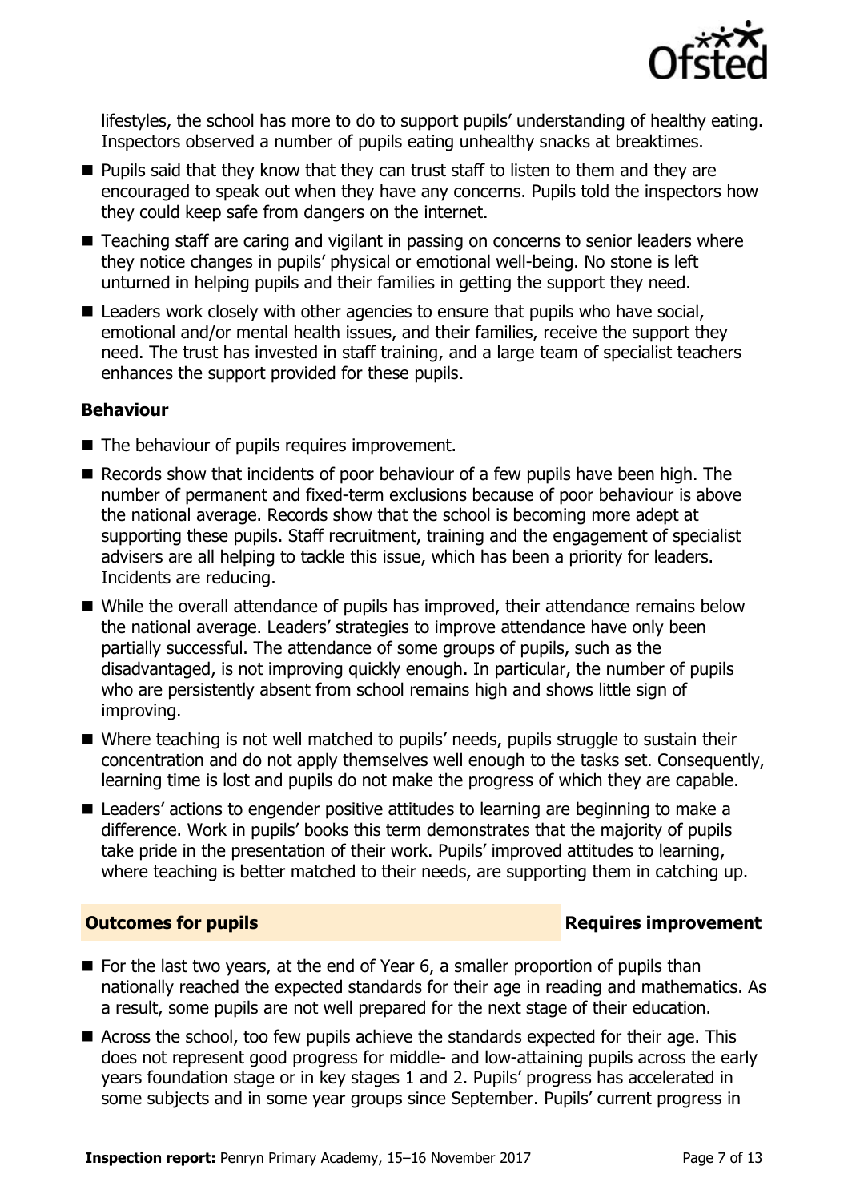lifestyles, the school has more to do to support pupils' understanding of healthy eating. Inspectors observed a number of pupils eating unhealthy snacks at breaktimes.

- Pupils said that they know that they can trust staff to listen to them and they are encouraged to speak out when they have any concerns. Pupils told the inspectors how they could keep safe from dangers on the internet.
- Teaching staff are caring and vigilant in passing on concerns to senior leaders where they notice changes in pupils' physical or emotional well-being. No stone is left unturned in helping pupils and their families in getting the support they need.
- Leaders work closely with other agencies to ensure that pupils who have social, emotional and/or mental health issues, and their families, receive the support they need. The trust has invested in staff training, and a large team of specialist teachers enhances the support provided for these pupils.

### Behaviour

- The behaviour of pupils requires improvement.
- Records show that incidents of poor behaviour of a few pupils have been high. The number of permanent and fixed-term exclusions because of poor behaviour is above the national average. Records show that the school is becoming more adept at supporting these pupils. Staff recruitment, training and the engagement of specialist advisers are all helping to tackle this issue, which has been a priority for leaders. Incidents are reducing.
- While the overall attendance of pupils has improved, their attendance remains below the national average. Leaders' strategies to improve attendance have only been partially successful. The attendance of some groups of pupils, such as the disadvantaged, is not improving quickly enough. In particular, the number of pupils who are persistently absent from school remains high and shows little sign of improving.
- Where teaching is not well matched to pupils' needs, pupils struggle to sustain their concentration and do not apply themselves well enough to the tasks set. Consequently, learning time is lost and pupils do not make the progress of which they are capable.
- Leaders' actions to engender positive attitudes to learning are beginning to make a difference. Work in pupils' books this term demonstrates that the majority of pupils take pride in the presentation of their work. Pupils' improved attitudes to learning, where teaching is better matched to their needs, are supporting them in catching up.

## Outcomes for pupils — Requires improvement

- For the last two years, at the end of Year 6, a smaller proportion of pupils than nationally reached the expected standards for their age in reading and mathematics. As a result, some pupils are not well prepared for the next stage of their education.
- Across the school, too few pupils achieve the standards expected for their age. This does not represent good progress for middle- and low-attaining pupils across the early years foundation stage or in key stages 1 and 2. Pupils' progress has accelerated in some subjects and in some year groups since September. Pupils' current progress in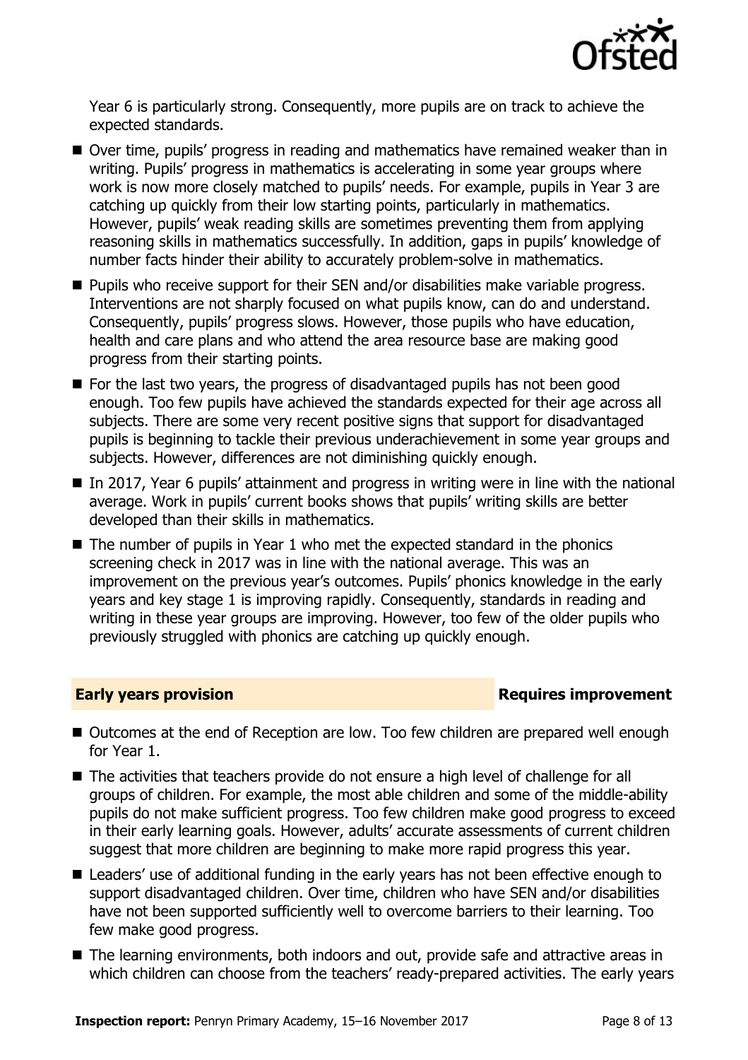Year 6 is particularly strong. Consequently, more pupils are on track to achieve the expected standards.

- Over time, pupils' progress in reading and mathematics have remained weaker than in writing. Pupils' progress in mathematics is accelerating in some year groups where work is now more closely matched to pupils' needs. For example, pupils in Year 3 are catching up quickly from their low starting points, particularly in mathematics. However, pupils' weak reading skills are sometimes preventing them from applying reasoning skills in mathematics successfully. In addition, gaps in pupils' knowledge of number facts hinder their ability to accurately problem-solve in mathematics.
- Pupils who receive support for their SEN and/or disabilities make variable progress. Interventions are not sharply focused on what pupils know, can do and understand. Consequently, pupils' progress slows. However, those pupils who have education, health and care plans and who attend the area resource base are making good progress from their starting points.
- For the last two years, the progress of disadvantaged pupils has not been good enough. Too few pupils have achieved the standards expected for their age across all subjects. There are some very recent positive signs that support for disadvantaged pupils is beginning to tackle their previous underachievement in some year groups and subjects. However, differences are not diminishing quickly enough.
- In 2017, Year 6 pupils' attainment and progress in writing were in line with the national average. Work in pupils' current books shows that pupils' writing skills are better developed than their skills in mathematics.
- The number of pupils in Year 1 who met the expected standard in the phonics screening check in 2017 was in line with the national average. This was an improvement on the previous year's outcomes. Pupils' phonics knowledge in the early years and key stage 1 is improving rapidly. Consequently, standards in reading and writing in these year groups are improving. However, too few of the older pupils who previously struggled with phonics are catching up quickly enough.

## Early years provision — Requires improvement

- Outcomes at the end of Reception are low. Too few children are prepared well enough for Year 1.
- The activities that teachers provide do not ensure a high level of challenge for all groups of children. For example, the most able children and some of the middle-ability pupils do not make sufficient progress. Too few children make good progress to exceed in their early learning goals. However, adults' accurate assessments of current children suggest that more children are beginning to make more rapid progress this year.
- Leaders' use of additional funding in the early years has not been effective enough to support disadvantaged children. Over time, children who have SEN and/or disabilities have not been supported sufficiently well to overcome barriers to their learning. Too few make good progress.
- The learning environments, both indoors and out, provide safe and attractive areas in which children can choose from the teachers' ready-prepared activities. The early years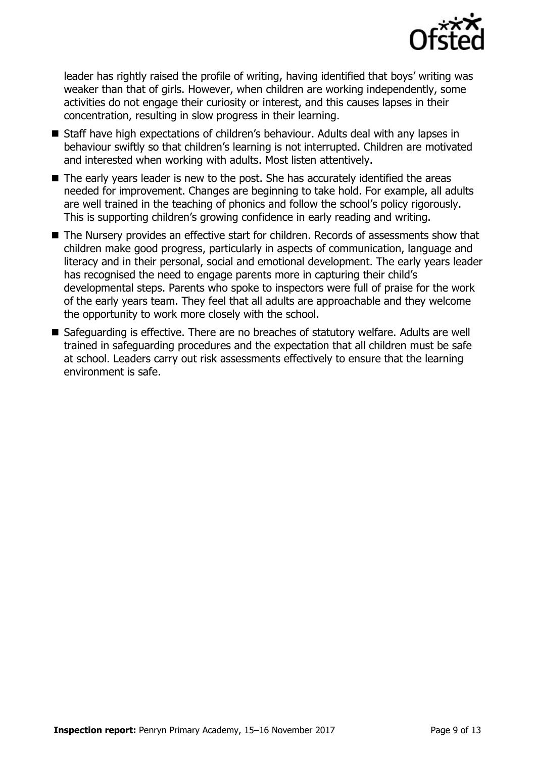leader has rightly raised the profile of writing, having identified that boys' writing was weaker than that of girls. However, when children are working independently, some activities do not engage their curiosity or interest, and this causes lapses in their concentration, resulting in slow progress in their learning.

- Staff have high expectations of children's behaviour. Adults deal with any lapses in behaviour swiftly so that children's learning is not interrupted. Children are motivated and interested when working with adults. Most listen attentively.
- The early years leader is new to the post. She has accurately identified the areas needed for improvement. Changes are beginning to take hold. For example, all adults are well trained in the teaching of phonics and follow the school's policy rigorously. This is supporting children's growing confidence in early reading and writing.
- The Nursery provides an effective start for children. Records of assessments show that children make good progress, particularly in aspects of communication, language and literacy and in their personal, social and emotional development. The early years leader has recognised the need to engage parents more in capturing their child's developmental steps. Parents who spoke to inspectors were full of praise for the work of the early years team. They feel that all adults are approachable and they welcome the opportunity to work more closely with the school.
- Safeguarding is effective. There are no breaches of statutory welfare. Adults are well trained in safeguarding procedures and the expectation that all children must be safe at school. Leaders carry out risk assessments effectively to ensure that the learning environment is safe.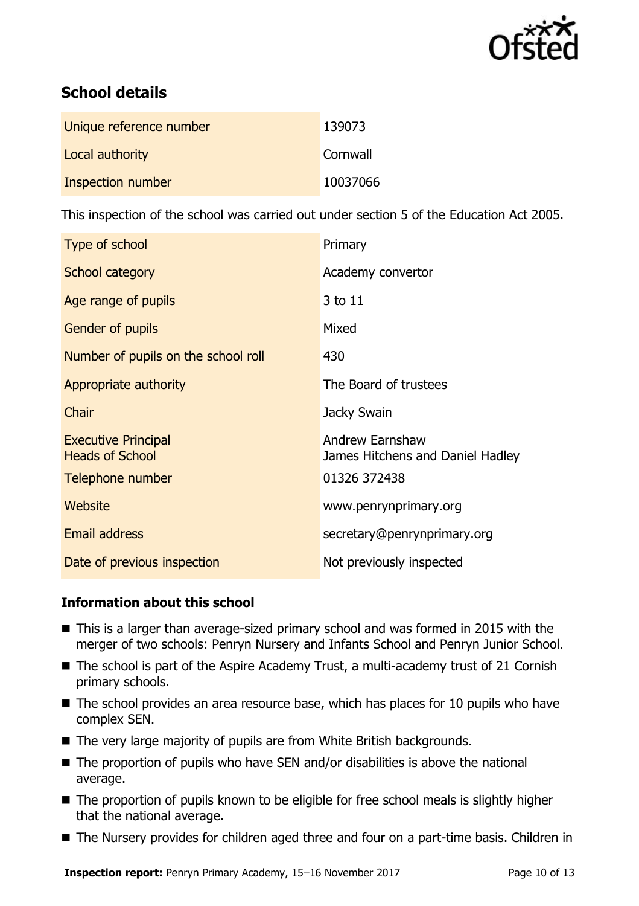## School details

| | |
|---|---|
| Unique reference number | 139073 |
| Local authority | Cornwall |
| Inspection number | 10037066 |

This inspection of the school was carried out under section 5 of the Education Act 2005.

| | |
|---|---|
| Type of school | Primary |
| School category | Academy convertor |
| Age range of pupils | 3 to 11 |
| Gender of pupils | Mixed |
| Number of pupils on the school roll | 430 |
| Appropriate authority | The Board of trustees |
| Chair | Jacky Swain |
| Executive Principal<br>Heads of School | Andrew Earnshaw<br>James Hitchens and Daniel Hadley |
| Telephone number | 01326 372438 |
| Website | www.penrynprimary.org |
| Email address | secretary@penrynprimary.org |
| Date of previous inspection | Not previously inspected |

### Information about this school

- This is a larger than average-sized primary school and was formed in 2015 with the merger of two schools: Penryn Nursery and Infants School and Penryn Junior School.
- The school is part of the Aspire Academy Trust, a multi-academy trust of 21 Cornish primary schools.
- The school provides an area resource base, which has places for 10 pupils who have complex SEN.
- The very large majority of pupils are from White British backgrounds.
- The proportion of pupils who have SEN and/or disabilities is above the national average.
- The proportion of pupils known to be eligible for free school meals is slightly higher that the national average.
- The Nursery provides for children aged three and four on a part-time basis. Children in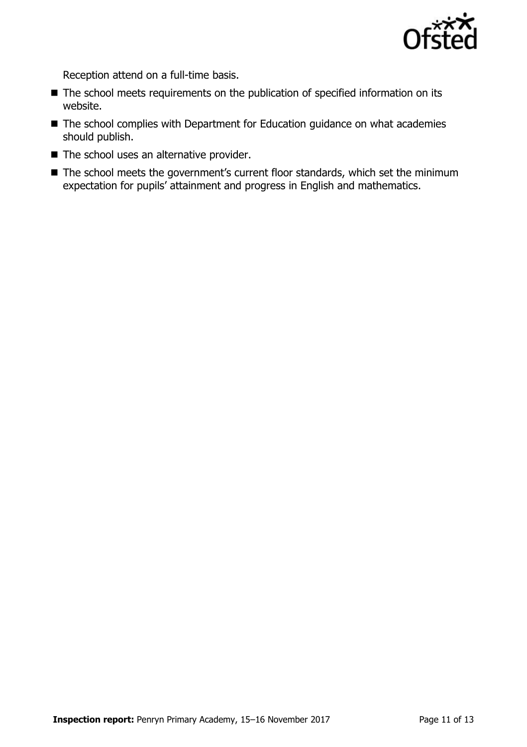Reception attend on a full-time basis.

- The school meets requirements on the publication of specified information on its website.
- The school complies with Department for Education guidance on what academies should publish.
- The school uses an alternative provider.
- The school meets the government's current floor standards, which set the minimum expectation for pupils' attainment and progress in English and mathematics.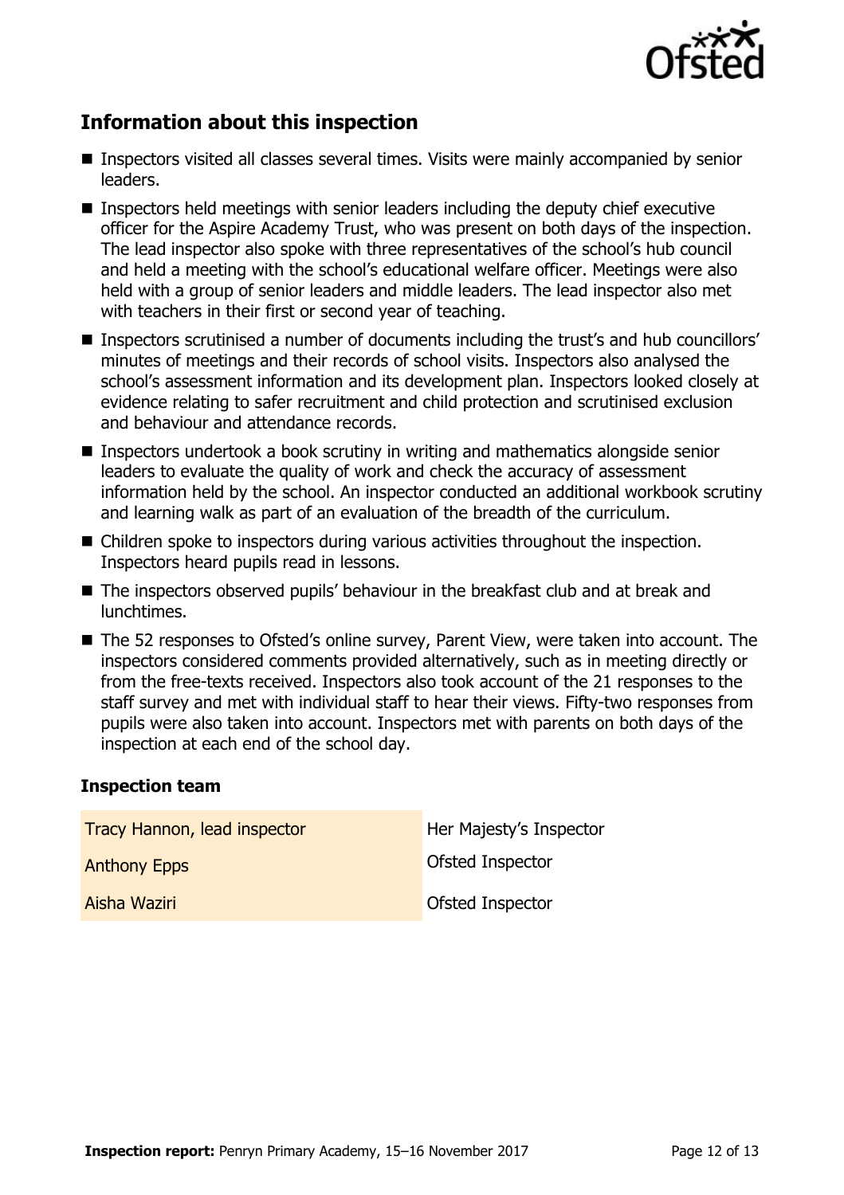## Information about this inspection

- Inspectors visited all classes several times. Visits were mainly accompanied by senior leaders.
- Inspectors held meetings with senior leaders including the deputy chief executive officer for the Aspire Academy Trust, who was present on both days of the inspection. The lead inspector also spoke with three representatives of the school's hub council and held a meeting with the school's educational welfare officer. Meetings were also held with a group of senior leaders and middle leaders. The lead inspector also met with teachers in their first or second year of teaching.
- Inspectors scrutinised a number of documents including the trust's and hub councillors' minutes of meetings and their records of school visits. Inspectors also analysed the school's assessment information and its development plan. Inspectors looked closely at evidence relating to safer recruitment and child protection and scrutinised exclusion and behaviour and attendance records.
- Inspectors undertook a book scrutiny in writing and mathematics alongside senior leaders to evaluate the quality of work and check the accuracy of assessment information held by the school. An inspector conducted an additional workbook scrutiny and learning walk as part of an evaluation of the breadth of the curriculum.
- Children spoke to inspectors during various activities throughout the inspection. Inspectors heard pupils read in lessons.
- The inspectors observed pupils' behaviour in the breakfast club and at break and lunchtimes.
- The 52 responses to Ofsted's online survey, Parent View, were taken into account. The inspectors considered comments provided alternatively, such as in meeting directly or from the free-texts received. Inspectors also took account of the 21 responses to the staff survey and met with individual staff to hear their views. Fifty-two responses from pupils were also taken into account. Inspectors met with parents on both days of the inspection at each end of the school day.

### Inspection team

| | |
|---|---|
| Tracy Hannon, lead inspector | Her Majesty's Inspector |
| Anthony Epps | Ofsted Inspector |
| Aisha Waziri | Ofsted Inspector |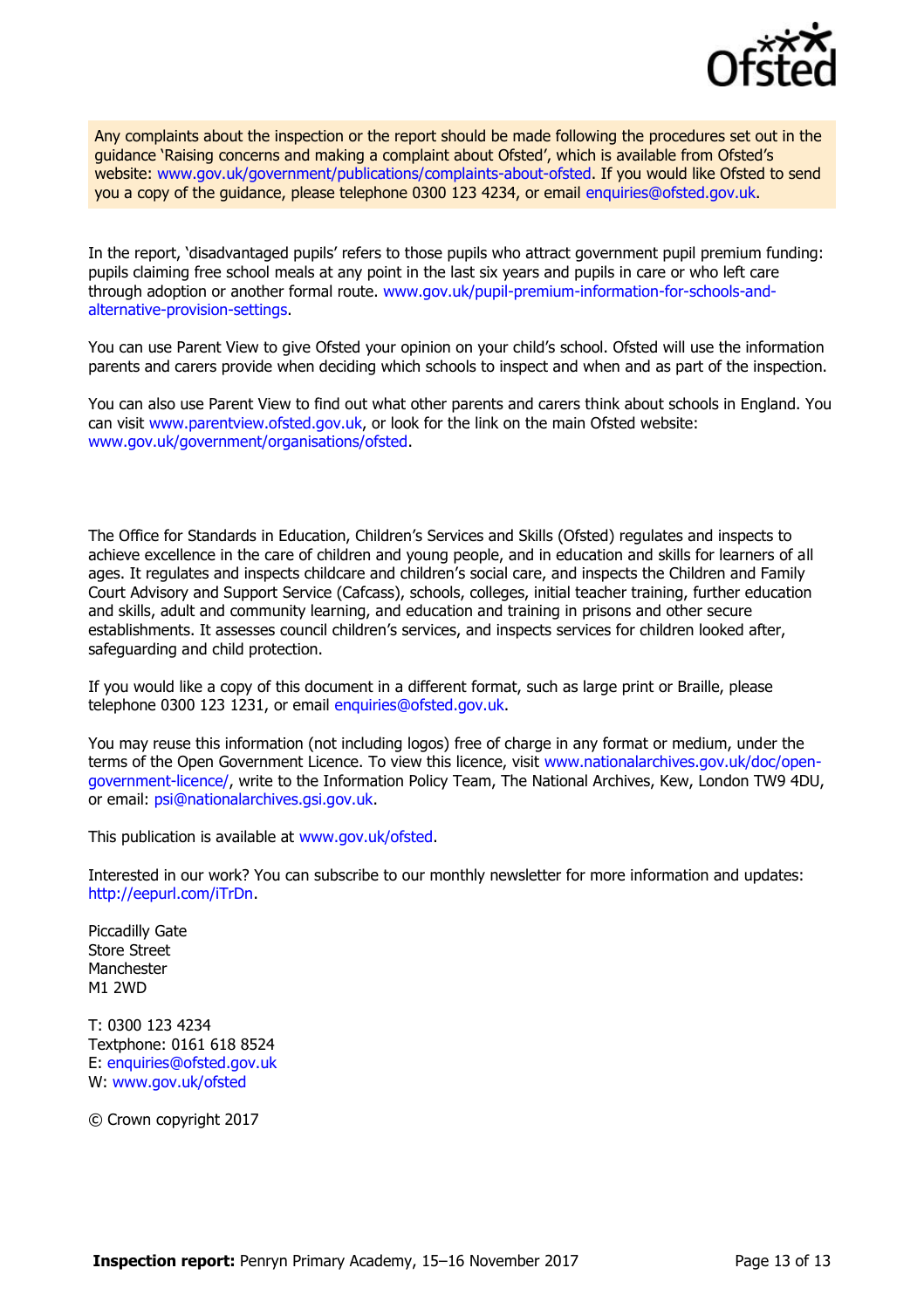Any complaints about the inspection or the report should be made following the procedures set out in the guidance 'Raising concerns and making a complaint about Ofsted', which is available from Ofsted's website: www.gov.uk/government/publications/complaints-about-ofsted. If you would like Ofsted to send you a copy of the guidance, please telephone 0300 123 4234, or email enquiries@ofsted.gov.uk.

In the report, 'disadvantaged pupils' refers to those pupils who attract government pupil premium funding: pupils claiming free school meals at any point in the last six years and pupils in care or who left care through adoption or another formal route. www.gov.uk/pupil-premium-information-for-schools-and-alternative-provision-settings.

You can use Parent View to give Ofsted your opinion on your child's school. Ofsted will use the information parents and carers provide when deciding which schools to inspect and when and as part of the inspection.

You can also use Parent View to find out what other parents and carers think about schools in England. You can visit www.parentview.ofsted.gov.uk, or look for the link on the main Ofsted website: www.gov.uk/government/organisations/ofsted.

The Office for Standards in Education, Children's Services and Skills (Ofsted) regulates and inspects to achieve excellence in the care of children and young people, and in education and skills for learners of all ages. It regulates and inspects childcare and children's social care, and inspects the Children and Family Court Advisory and Support Service (Cafcass), schools, colleges, initial teacher training, further education and skills, adult and community learning, and education and training in prisons and other secure establishments. It assesses council children's services, and inspects services for children looked after, safeguarding and child protection.

If you would like a copy of this document in a different format, such as large print or Braille, please telephone 0300 123 1231, or email enquiries@ofsted.gov.uk.

You may reuse this information (not including logos) free of charge in any format or medium, under the terms of the Open Government Licence. To view this licence, visit www.nationalarchives.gov.uk/doc/open-government-licence/, write to the Information Policy Team, The National Archives, Kew, London TW9 4DU, or email: psi@nationalarchives.gsi.gov.uk.

This publication is available at www.gov.uk/ofsted.

Interested in our work? You can subscribe to our monthly newsletter for more information and updates: http://eepurl.com/iTrDn.

Piccadilly Gate
Store Street
Manchester
M1 2WD

T: 0300 123 4234
Textphone: 0161 618 8524
E: enquiries@ofsted.gov.uk
W: www.gov.uk/ofsted

© Crown copyright 2017